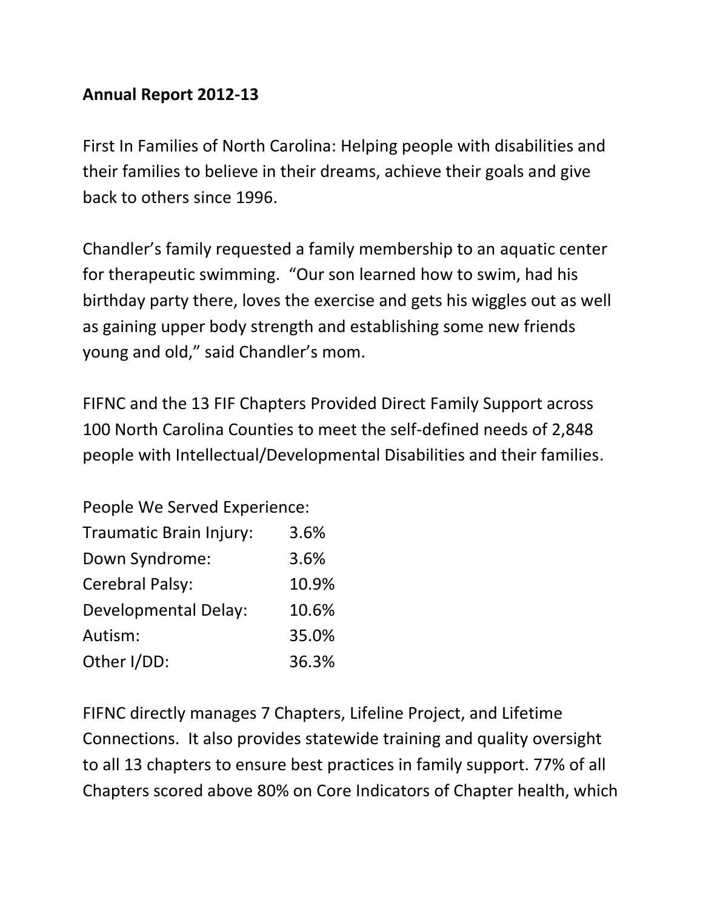**Annual Report 2012-13**

First In Families of North Carolina: Helping people with disabilities and their families to believe in their dreams, achieve their goals and give back to others since 1996.

Chandler's family requested a family membership to an aquatic center for therapeutic swimming. "Our son learned how to swim, had his birthday party there, loves the exercise and gets his wiggles out as well as gaining upper body strength and establishing some new friends young and old," said Chandler's mom.

FIFNC and the 13 FIF Chapters Provided Direct Family Support across 100 North Carolina Counties to meet the self-defined needs of 2,848 people with Intellectual/Developmental Disabilities and their families.

People We Served Experience:

| | |
|---|---|
| Traumatic Brain Injury: | 3.6% |
| Down Syndrome: | 3.6% |
| Cerebral Palsy: | 10.9% |
| Developmental Delay: | 10.6% |
| Autism: | 35.0% |
| Other I/DD: | 36.3% |

FIFNC directly manages 7 Chapters, Lifeline Project, and Lifetime Connections. It also provides statewide training and quality oversight to all 13 chapters to ensure best practices in family support. 77% of all Chapters scored above 80% on Core Indicators of Chapter health, which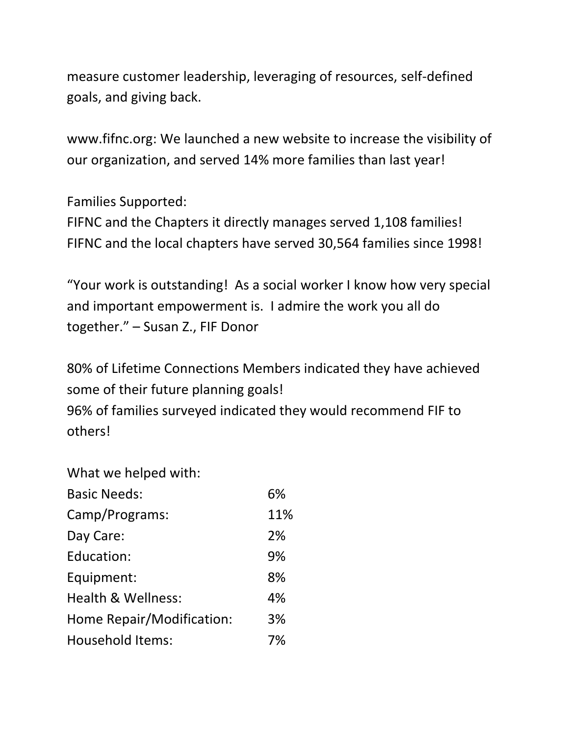measure customer leadership, leveraging of resources, self-defined goals, and giving back.

www.fifnc.org: We launched a new website to increase the visibility of our organization, and served 14% more families than last year!

Families Supported:
FIFNC and the Chapters it directly manages served 1,108 families!
FIFNC and the local chapters have served 30,564 families since 1998!

“Your work is outstanding! As a social worker I know how very special and important empowerment is. I admire the work you all do together.” – Susan Z., FIF Donor

80% of Lifetime Connections Members indicated they have achieved some of their future planning goals!
96% of families surveyed indicated they would recommend FIF to others!

What we helped with:

| | |
|---|---|
| Basic Needs: | 6% |
| Camp/Programs: | 11% |
| Day Care: | 2% |
| Education: | 9% |
| Equipment: | 8% |
| Health & Wellness: | 4% |
| Home Repair/Modification: | 3% |
| Household Items: | 7% |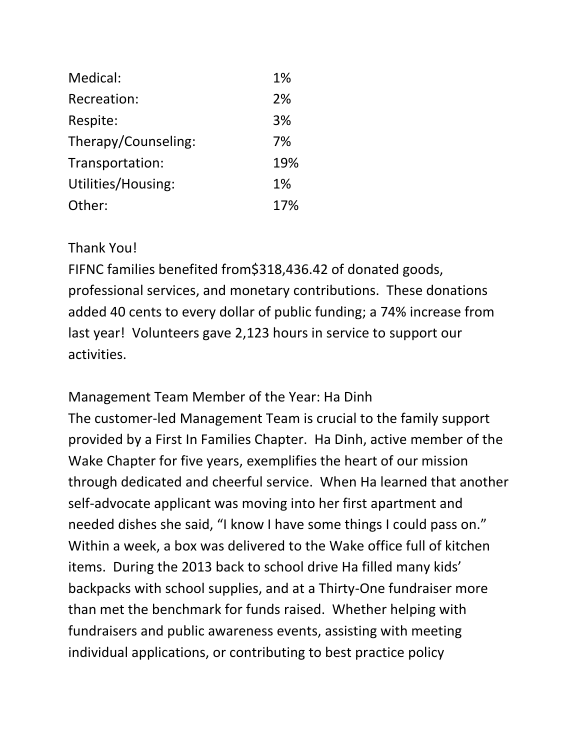| | |
|---|---|
| Medical: | 1% |
| Recreation: | 2% |
| Respite: | 3% |
| Therapy/Counseling: | 7% |
| Transportation: | 19% |
| Utilities/Housing: | 1% |
| Other: | 17% |

Thank You!

FIFNC families benefited from$318,436.42 of donated goods, professional services, and monetary contributions. These donations added 40 cents to every dollar of public funding; a 74% increase from last year! Volunteers gave 2,123 hours in service to support our activities.

Management Team Member of the Year: Ha Dinh

The customer-led Management Team is crucial to the family support provided by a First In Families Chapter. Ha Dinh, active member of the Wake Chapter for five years, exemplifies the heart of our mission through dedicated and cheerful service. When Ha learned that another self-advocate applicant was moving into her first apartment and needed dishes she said, "I know I have some things I could pass on." Within a week, a box was delivered to the Wake office full of kitchen items. During the 2013 back to school drive Ha filled many kids' backpacks with school supplies, and at a Thirty-One fundraiser more than met the benchmark for funds raised. Whether helping with fundraisers and public awareness events, assisting with meeting individual applications, or contributing to best practice policy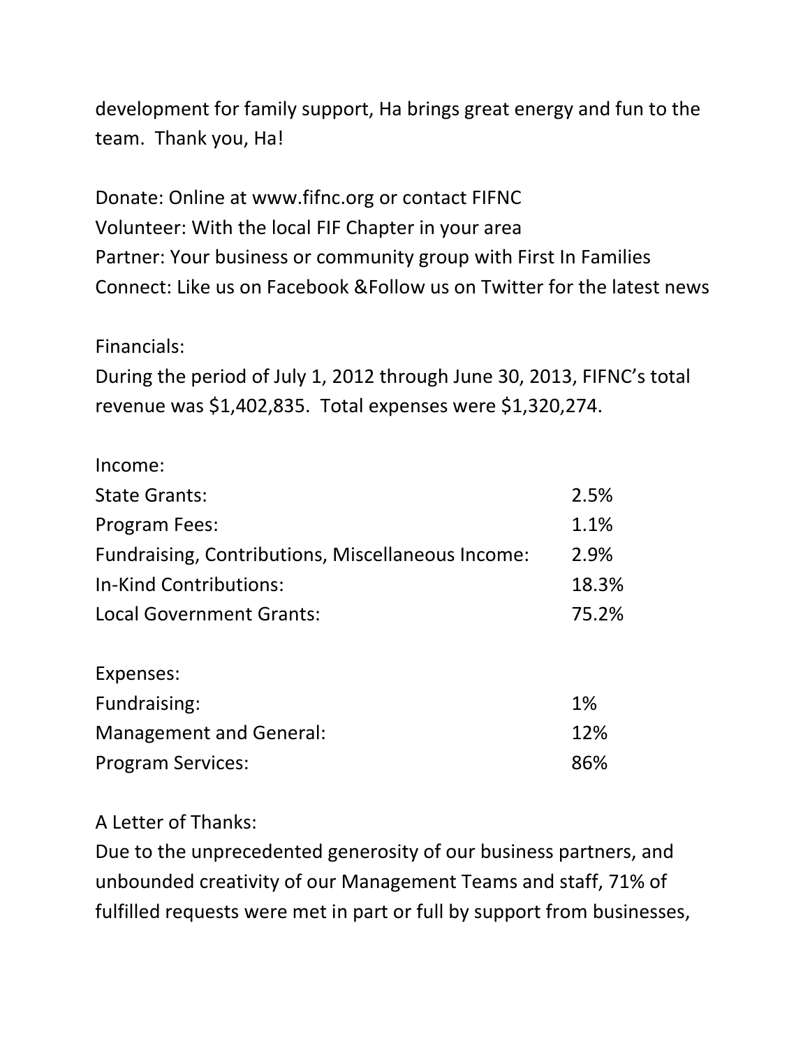development for family support, Ha brings great energy and fun to the team. Thank you, Ha!

Donate: Online at www.fifnc.org or contact FIFNC
Volunteer: With the local FIF Chapter in your area
Partner: Your business or community group with First In Families
Connect: Like us on Facebook &Follow us on Twitter for the latest news

Financials:
During the period of July 1, 2012 through June 30, 2013, FIFNC's total revenue was $1,402,835. Total expenses were $1,320,274.

Income:

| | |
|---|---|
| State Grants: | 2.5% |
| Program Fees: | 1.1% |
| Fundraising, Contributions, Miscellaneous Income: | 2.9% |
| In-Kind Contributions: | 18.3% |
| Local Government Grants: | 75.2% |

Expenses:

| | |
|---|---|
| Fundraising: | 1% |
| Management and General: | 12% |
| Program Services: | 86% |

A Letter of Thanks:
Due to the unprecedented generosity of our business partners, and unbounded creativity of our Management Teams and staff, 71% of fulfilled requests were met in part or full by support from businesses,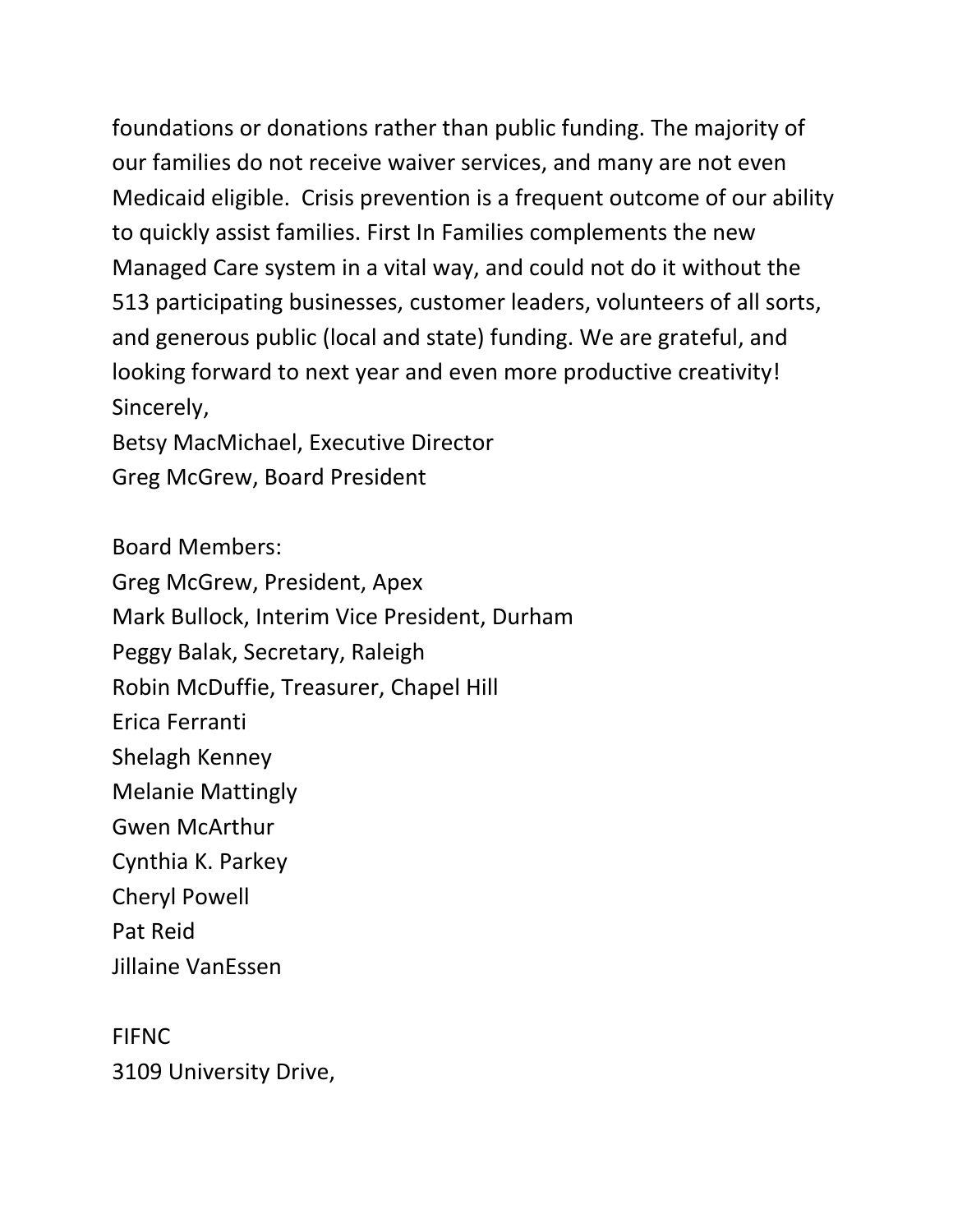foundations or donations rather than public funding. The majority of our families do not receive waiver services, and many are not even Medicaid eligible.  Crisis prevention is a frequent outcome of our ability to quickly assist families. First In Families complements the new Managed Care system in a vital way, and could not do it without the 513 participating businesses, customer leaders, volunteers of all sorts, and generous public (local and state) funding. We are grateful, and looking forward to next year and even more productive creativity!

Sincerely,

Betsy MacMichael, Executive Director

Greg McGrew, Board President

Board Members:

Greg McGrew, President, Apex

Mark Bullock, Interim Vice President, Durham

Peggy Balak, Secretary, Raleigh

Robin McDuffie, Treasurer, Chapel Hill

Erica Ferranti

Shelagh Kenney

Melanie Mattingly

Gwen McArthur

Cynthia K. Parkey

Cheryl Powell

Pat Reid

Jillaine VanEssen

FIFNC

3109 University Drive,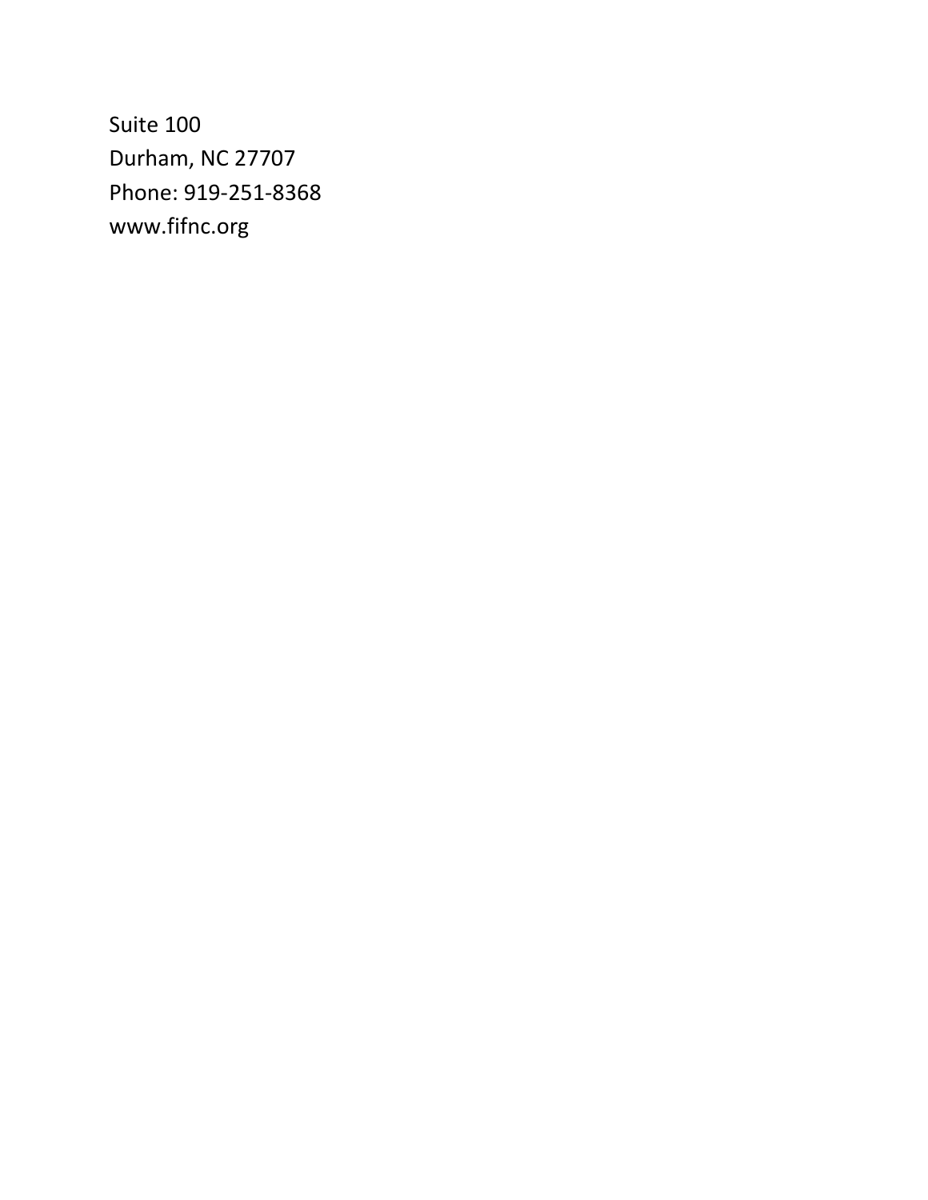Suite 100
Durham, NC 27707
Phone: 919-251-8368
www.fifnc.org